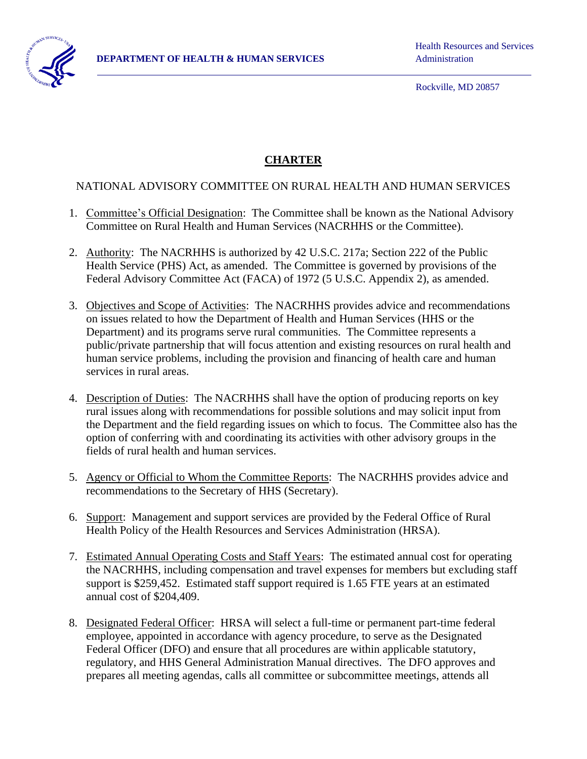DEPARTMENT OF HEALTH & HUMAN SERVICES

Health Resources and Services Administration

Rockville, MD 20857

# CHARTER

NATIONAL ADVISORY COMMITTEE ON RURAL HEALTH AND HUMAN SERVICES

1. Committee's Official Designation: The Committee shall be known as the National Advisory Committee on Rural Health and Human Services (NACRHHS or the Committee).

2. Authority: The NACRHHS is authorized by 42 U.S.C. 217a; Section 222 of the Public Health Service (PHS) Act, as amended. The Committee is governed by provisions of the Federal Advisory Committee Act (FACA) of 1972 (5 U.S.C. Appendix 2), as amended.

3. Objectives and Scope of Activities: The NACRHHS provides advice and recommendations on issues related to how the Department of Health and Human Services (HHS or the Department) and its programs serve rural communities. The Committee represents a public/private partnership that will focus attention and existing resources on rural health and human service problems, including the provision and financing of health care and human services in rural areas.

4. Description of Duties: The NACRHHS shall have the option of producing reports on key rural issues along with recommendations for possible solutions and may solicit input from the Department and the field regarding issues on which to focus. The Committee also has the option of conferring with and coordinating its activities with other advisory groups in the fields of rural health and human services.

5. Agency or Official to Whom the Committee Reports: The NACRHHS provides advice and recommendations to the Secretary of HHS (Secretary).

6. Support: Management and support services are provided by the Federal Office of Rural Health Policy of the Health Resources and Services Administration (HRSA).

7. Estimated Annual Operating Costs and Staff Years: The estimated annual cost for operating the NACRHHS, including compensation and travel expenses for members but excluding staff support is $259,452. Estimated staff support required is 1.65 FTE years at an estimated annual cost of $204,409.

8. Designated Federal Officer: HRSA will select a full-time or permanent part-time federal employee, appointed in accordance with agency procedure, to serve as the Designated Federal Officer (DFO) and ensure that all procedures are within applicable statutory, regulatory, and HHS General Administration Manual directives. The DFO approves and prepares all meeting agendas, calls all committee or subcommittee meetings, attends all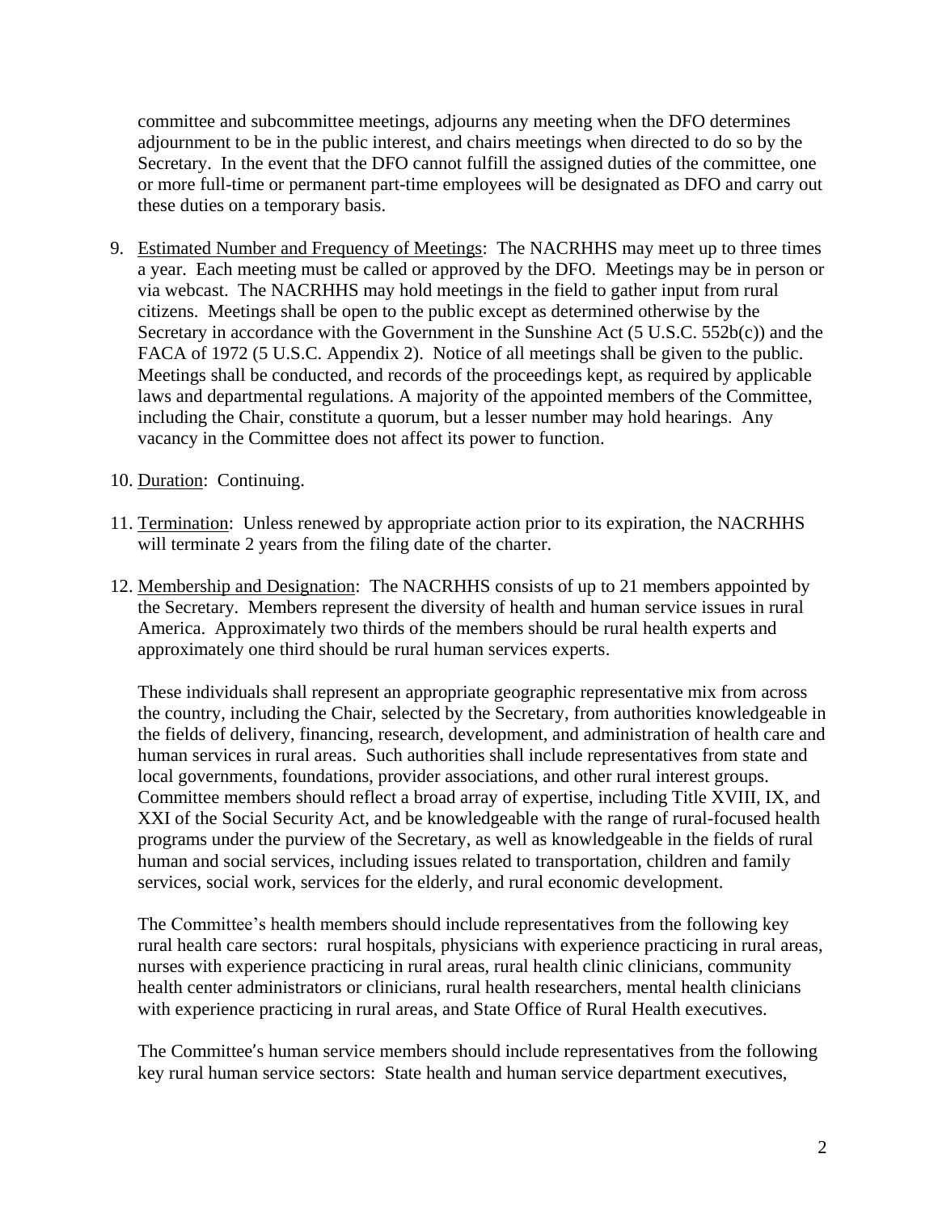committee and subcommittee meetings, adjourns any meeting when the DFO determines adjournment to be in the public interest, and chairs meetings when directed to do so by the Secretary. In the event that the DFO cannot fulfill the assigned duties of the committee, one or more full-time or permanent part-time employees will be designated as DFO and carry out these duties on a temporary basis.

9. <u>Estimated Number and Frequency of Meetings</u>: The NACRHHS may meet up to three times a year. Each meeting must be called or approved by the DFO. Meetings may be in person or via webcast. The NACRHHS may hold meetings in the field to gather input from rural citizens. Meetings shall be open to the public except as determined otherwise by the Secretary in accordance with the Government in the Sunshine Act (5 U.S.C. 552b(c)) and the FACA of 1972 (5 U.S.C. Appendix 2). Notice of all meetings shall be given to the public. Meetings shall be conducted, and records of the proceedings kept, as required by applicable laws and departmental regulations. A majority of the appointed members of the Committee, including the Chair, constitute a quorum, but a lesser number may hold hearings. Any vacancy in the Committee does not affect its power to function.

10. <u>Duration</u>: Continuing.

11. <u>Termination</u>: Unless renewed by appropriate action prior to its expiration, the NACRHHS will terminate 2 years from the filing date of the charter.

12. <u>Membership and Designation</u>: The NACRHHS consists of up to 21 members appointed by the Secretary. Members represent the diversity of health and human service issues in rural America. Approximately two thirds of the members should be rural health experts and approximately one third should be rural human services experts.

    These individuals shall represent an appropriate geographic representative mix from across the country, including the Chair, selected by the Secretary, from authorities knowledgeable in the fields of delivery, financing, research, development, and administration of health care and human services in rural areas. Such authorities shall include representatives from state and local governments, foundations, provider associations, and other rural interest groups. Committee members should reflect a broad array of expertise, including Title XVIII, IX, and XXI of the Social Security Act, and be knowledgeable with the range of rural-focused health programs under the purview of the Secretary, as well as knowledgeable in the fields of rural human and social services, including issues related to transportation, children and family services, social work, services for the elderly, and rural economic development.

    The Committee's health members should include representatives from the following key rural health care sectors: rural hospitals, physicians with experience practicing in rural areas, nurses with experience practicing in rural areas, rural health clinic clinicians, community health center administrators or clinicians, rural health researchers, mental health clinicians with experience practicing in rural areas, and State Office of Rural Health executives.

    The Committee's human service members should include representatives from the following key rural human service sectors: State health and human service department executives,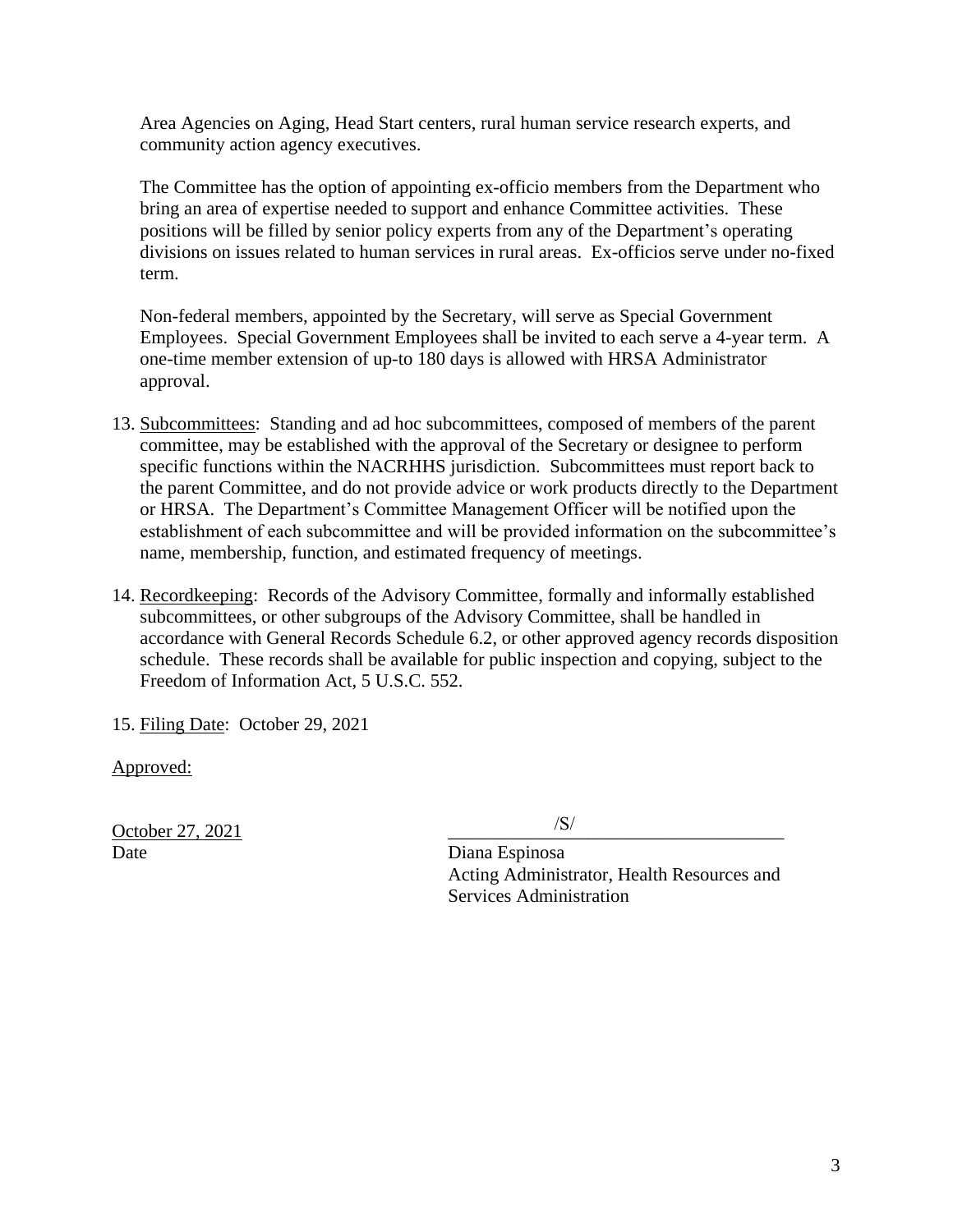Area Agencies on Aging, Head Start centers, rural human service research experts, and community action agency executives.

The Committee has the option of appointing ex-officio members from the Department who bring an area of expertise needed to support and enhance Committee activities. These positions will be filled by senior policy experts from any of the Department's operating divisions on issues related to human services in rural areas. Ex-officios serve under no-fixed term.

Non-federal members, appointed by the Secretary, will serve as Special Government Employees. Special Government Employees shall be invited to each serve a 4-year term. A one-time member extension of up-to 180 days is allowed with HRSA Administrator approval.

13. Subcommittees: Standing and ad hoc subcommittees, composed of members of the parent committee, may be established with the approval of the Secretary or designee to perform specific functions within the NACRHHS jurisdiction. Subcommittees must report back to the parent Committee, and do not provide advice or work products directly to the Department or HRSA. The Department's Committee Management Officer will be notified upon the establishment of each subcommittee and will be provided information on the subcommittee's name, membership, function, and estimated frequency of meetings.

14. Recordkeeping: Records of the Advisory Committee, formally and informally established subcommittees, or other subgroups of the Advisory Committee, shall be handled in accordance with General Records Schedule 6.2, or other approved agency records disposition schedule. These records shall be available for public inspection and copying, subject to the Freedom of Information Act, 5 U.S.C. 552.

15. Filing Date: October 29, 2021

Approved:

October 27, 2021
Date

/S/
______________________________________
Diana Espinosa
Acting Administrator, Health Resources and Services Administration